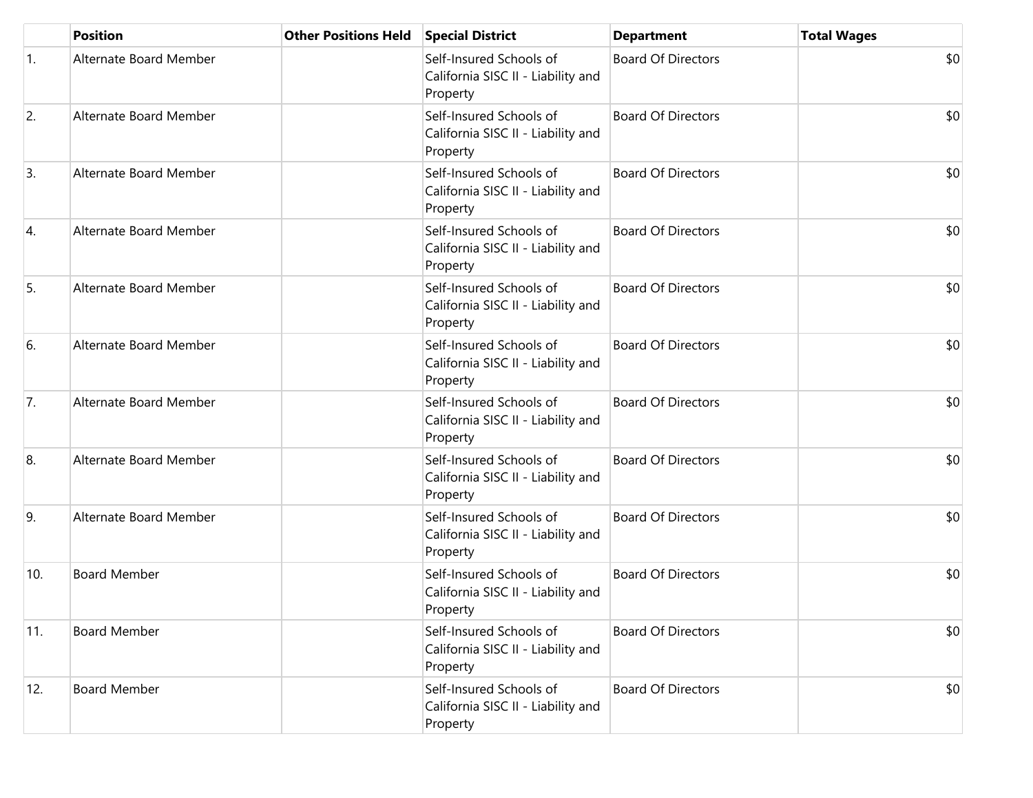| | Position | Other Positions Held | Special District | Department | Total Wages |
|---|---|---|---|---|---|
| 1. | Alternate Board Member | | Self-Insured Schools of California SISC II - Liability and Property | Board Of Directors | $0 |
| 2. | Alternate Board Member | | Self-Insured Schools of California SISC II - Liability and Property | Board Of Directors | $0 |
| 3. | Alternate Board Member | | Self-Insured Schools of California SISC II - Liability and Property | Board Of Directors | $0 |
| 4. | Alternate Board Member | | Self-Insured Schools of California SISC II - Liability and Property | Board Of Directors | $0 |
| 5. | Alternate Board Member | | Self-Insured Schools of California SISC II - Liability and Property | Board Of Directors | $0 |
| 6. | Alternate Board Member | | Self-Insured Schools of California SISC II - Liability and Property | Board Of Directors | $0 |
| 7. | Alternate Board Member | | Self-Insured Schools of California SISC II - Liability and Property | Board Of Directors | $0 |
| 8. | Alternate Board Member | | Self-Insured Schools of California SISC II - Liability and Property | Board Of Directors | $0 |
| 9. | Alternate Board Member | | Self-Insured Schools of California SISC II - Liability and Property | Board Of Directors | $0 |
| 10. | Board Member | | Self-Insured Schools of California SISC II - Liability and Property | Board Of Directors | $0 |
| 11. | Board Member | | Self-Insured Schools of California SISC II - Liability and Property | Board Of Directors | $0 |
| 12. | Board Member | | Self-Insured Schools of California SISC II - Liability and Property | Board Of Directors | $0 |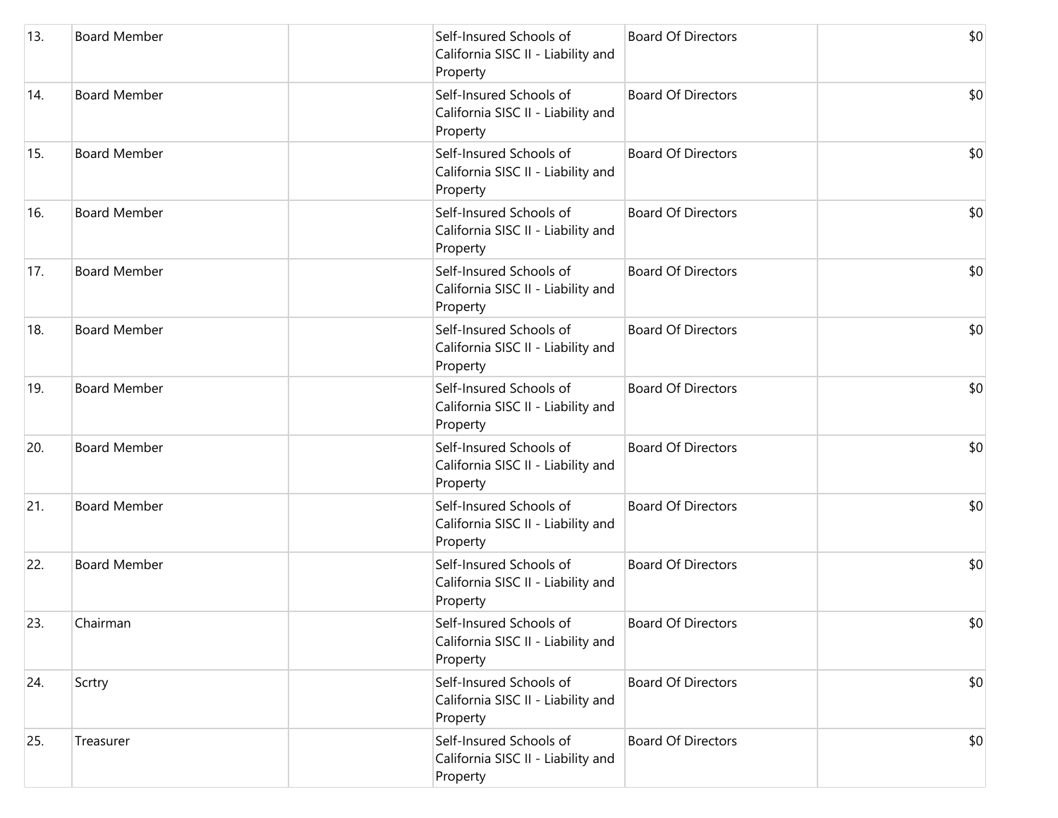| | | | | | |
|---|---|---|---|---|---|
| 13. | Board Member | | Self-Insured Schools of California SISC II - Liability and Property | Board Of Directors | $0 |
| 14. | Board Member | | Self-Insured Schools of California SISC II - Liability and Property | Board Of Directors | $0 |
| 15. | Board Member | | Self-Insured Schools of California SISC II - Liability and Property | Board Of Directors | $0 |
| 16. | Board Member | | Self-Insured Schools of California SISC II - Liability and Property | Board Of Directors | $0 |
| 17. | Board Member | | Self-Insured Schools of California SISC II - Liability and Property | Board Of Directors | $0 |
| 18. | Board Member | | Self-Insured Schools of California SISC II - Liability and Property | Board Of Directors | $0 |
| 19. | Board Member | | Self-Insured Schools of California SISC II - Liability and Property | Board Of Directors | $0 |
| 20. | Board Member | | Self-Insured Schools of California SISC II - Liability and Property | Board Of Directors | $0 |
| 21. | Board Member | | Self-Insured Schools of California SISC II - Liability and Property | Board Of Directors | $0 |
| 22. | Board Member | | Self-Insured Schools of California SISC II - Liability and Property | Board Of Directors | $0 |
| 23. | Chairman | | Self-Insured Schools of California SISC II - Liability and Property | Board Of Directors | $0 |
| 24. | Scrtry | | Self-Insured Schools of California SISC II - Liability and Property | Board Of Directors | $0 |
| 25. | Treasurer | | Self-Insured Schools of California SISC II - Liability and Property | Board Of Directors | $0 |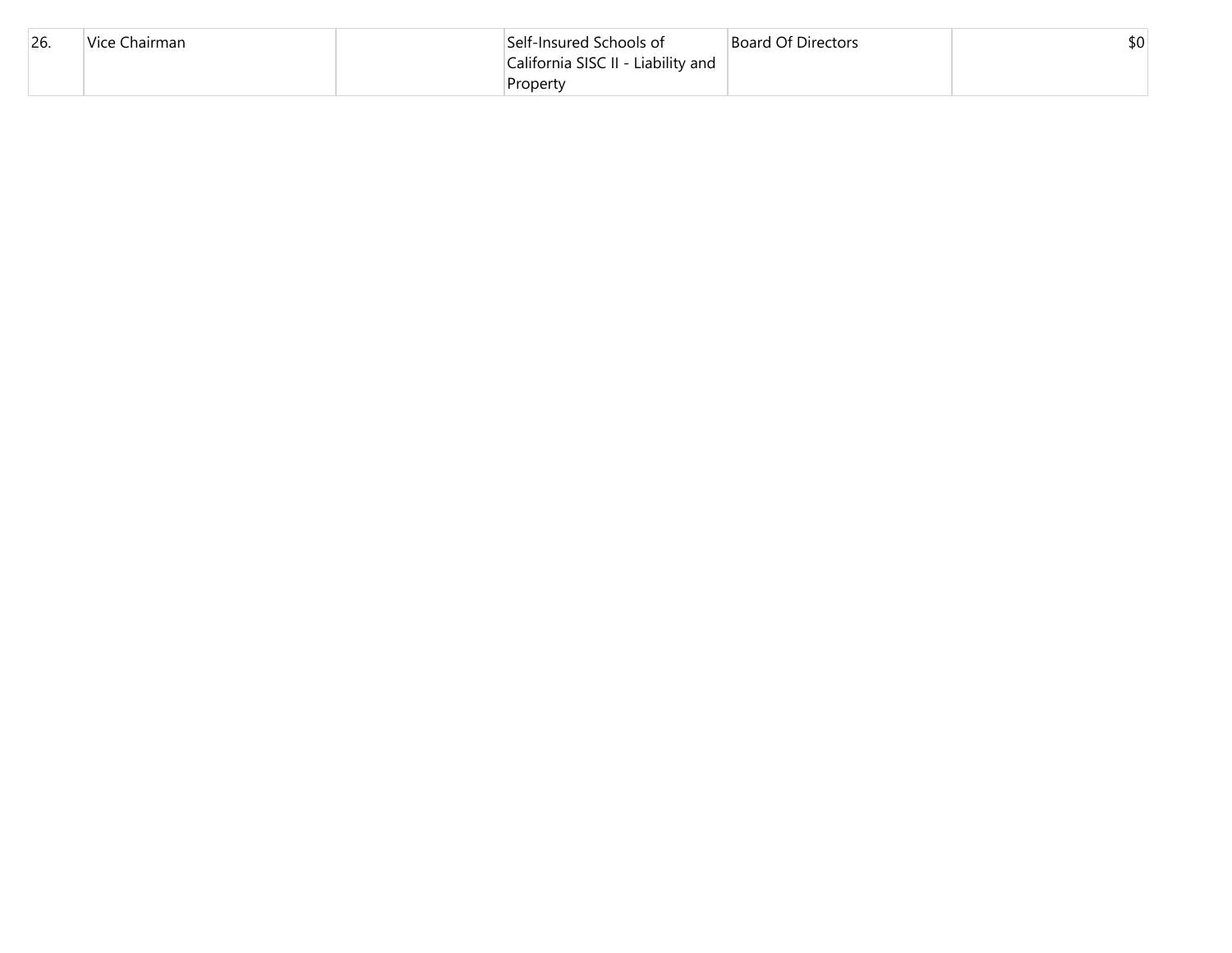| | | | | | |
|---|---|---|---|---|---|
| 26. | Vice Chairman | | Self-Insured Schools of California SISC II - Liability and Property | Board Of Directors | $0 |